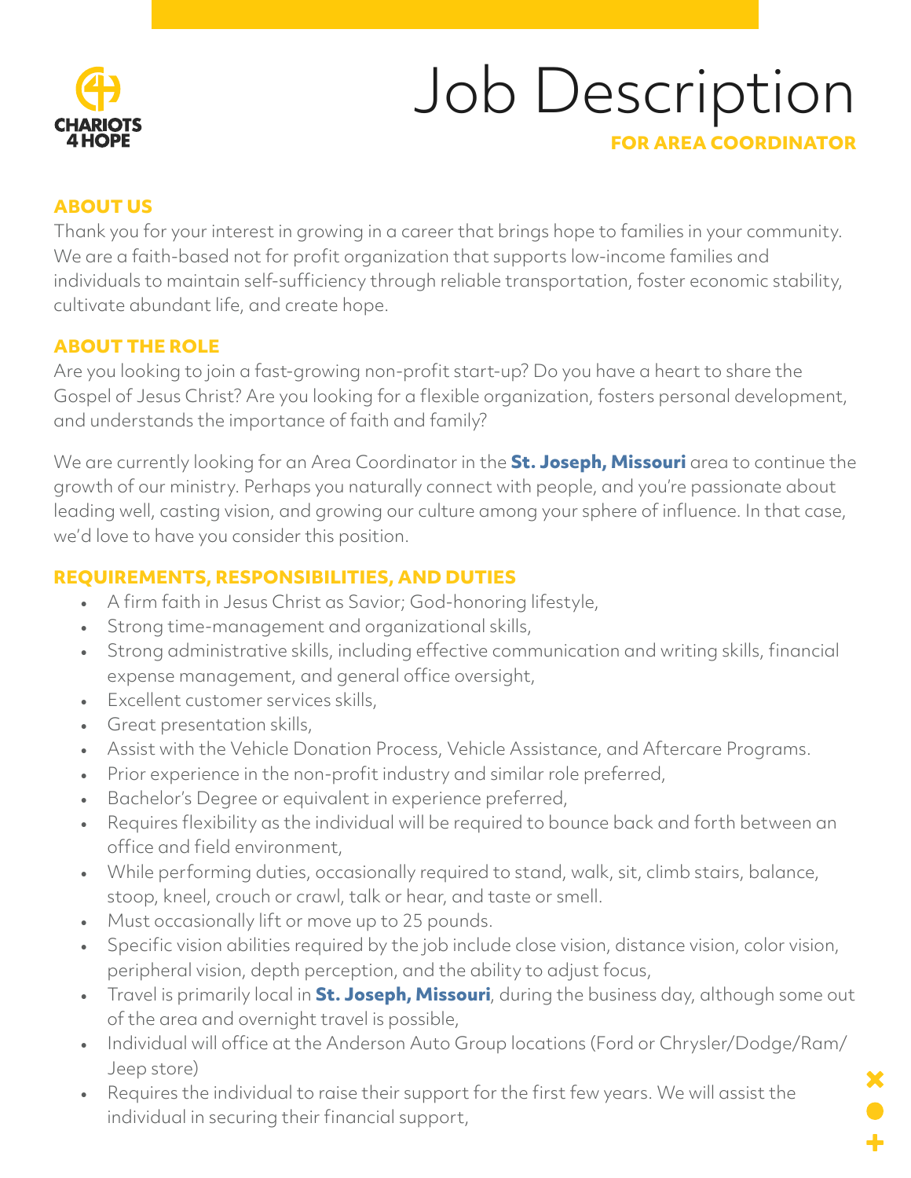CHARIOTS 4 HOPE

# Job Description

## FOR AREA COORDINATOR

### ABOUT US

Thank you for your interest in growing in a career that brings hope to families in your community. We are a faith-based not for profit organization that supports low-income families and individuals to maintain self-sufficiency through reliable transportation, foster economic stability, cultivate abundant life, and create hope.

### ABOUT THE ROLE

Are you looking to join a fast-growing non-profit start-up? Do you have a heart to share the Gospel of Jesus Christ? Are you looking for a flexible organization, fosters personal development, and understands the importance of faith and family?

We are currently looking for an Area Coordinator in the **St. Joseph, Missouri** area to continue the growth of our ministry. Perhaps you naturally connect with people, and you're passionate about leading well, casting vision, and growing our culture among your sphere of influence. In that case, we'd love to have you consider this position.

### REQUIREMENTS, RESPONSIBILITIES, AND DUTIES

- A firm faith in Jesus Christ as Savior; God-honoring lifestyle,
- Strong time-management and organizational skills,
- Strong administrative skills, including effective communication and writing skills, financial expense management, and general office oversight,
- Excellent customer services skills,
- Great presentation skills,
- Assist with the Vehicle Donation Process, Vehicle Assistance, and Aftercare Programs.
- Prior experience in the non-profit industry and similar role preferred,
- Bachelor's Degree or equivalent in experience preferred,
- Requires flexibility as the individual will be required to bounce back and forth between an office and field environment,
- While performing duties, occasionally required to stand, walk, sit, climb stairs, balance, stoop, kneel, crouch or crawl, talk or hear, and taste or smell.
- Must occasionally lift or move up to 25 pounds.
- Specific vision abilities required by the job include close vision, distance vision, color vision, peripheral vision, depth perception, and the ability to adjust focus,
- Travel is primarily local in **St. Joseph, Missouri**, during the business day, although some out of the area and overnight travel is possible,
- Individual will office at the Anderson Auto Group locations (Ford or Chrysler/Dodge/Ram/Jeep store)
- Requires the individual to raise their support for the first few years. We will assist the individual in securing their financial support,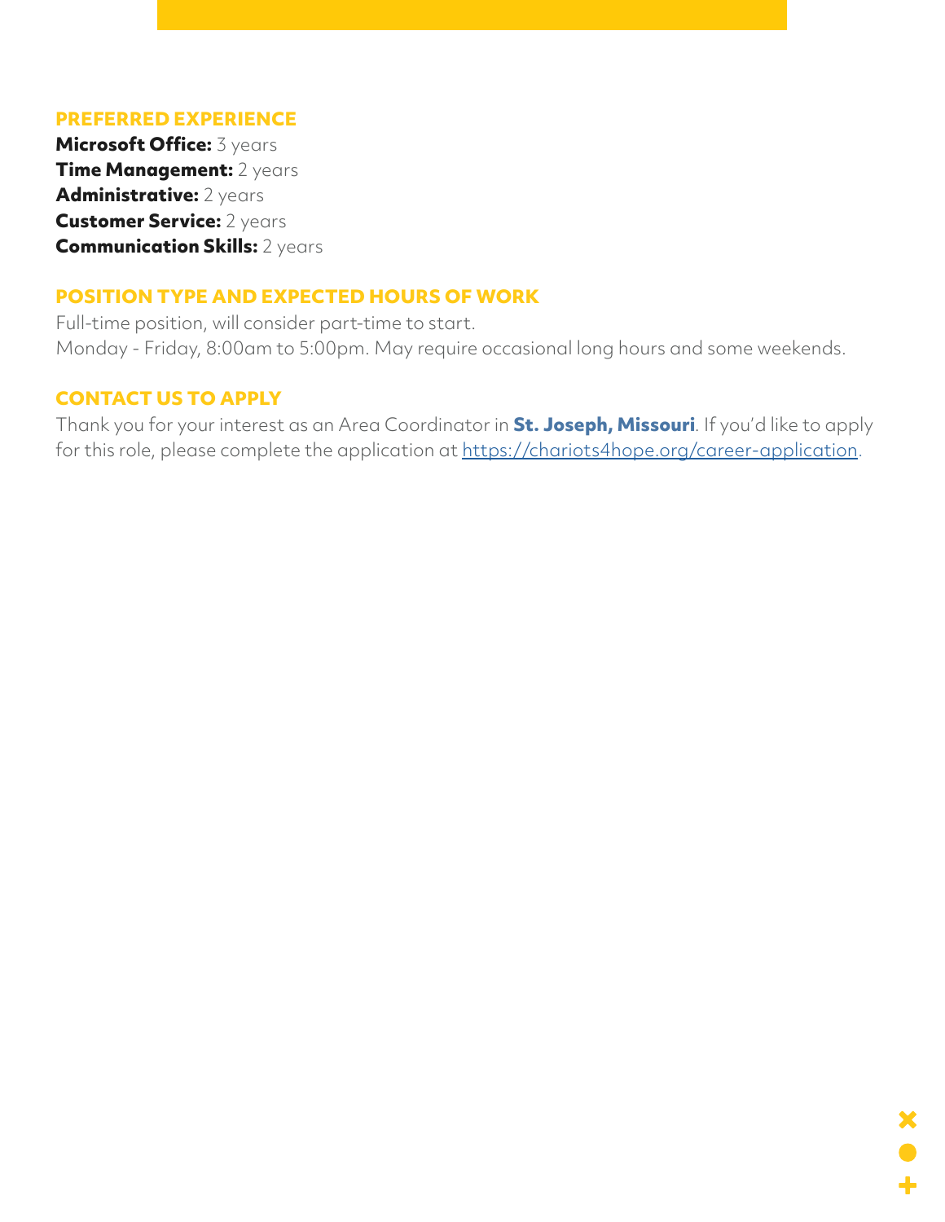## PREFERRED EXPERIENCE

**Microsoft Office:** 3 years
**Time Management:** 2 years
**Administrative:** 2 years
**Customer Service:** 2 years
**Communication Skills:** 2 years

## POSITION TYPE AND EXPECTED HOURS OF WORK

Full-time position, will consider part-time to start.
Monday - Friday, 8:00am to 5:00pm. May require occasional long hours and some weekends.

## CONTACT US TO APPLY

Thank you for your interest as an Area Coordinator in **St. Joseph, Missouri**. If you'd like to apply for this role, please complete the application at https://chariots4hope.org/career-application.